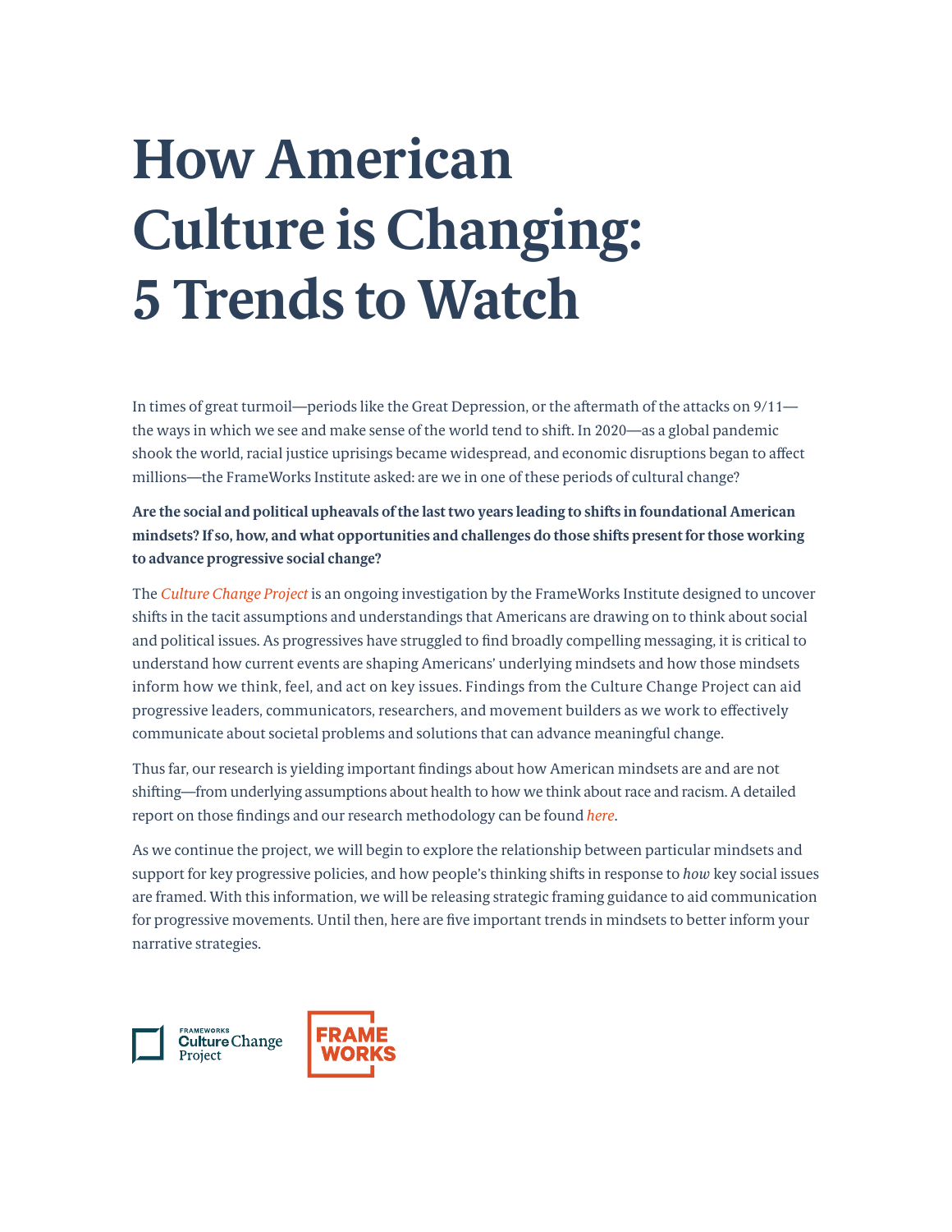# How American Culture is Changing: 5 Trends to Watch

In times of great turmoil—periods like the Great Depression, or the aftermath of the attacks on 9/11—the ways in which we see and make sense of the world tend to shift. In 2020—as a global pandemic shook the world, racial justice uprisings became widespread, and economic disruptions began to affect millions—the FrameWorks Institute asked: are we in one of these periods of cultural change?

**Are the social and political upheavals of the last two years leading to shifts in foundational American mindsets? If so, how, and what opportunities and challenges do those shifts present for those working to advance progressive social change?**

The *Culture Change Project* is an ongoing investigation by the FrameWorks Institute designed to uncover shifts in the tacit assumptions and understandings that Americans are drawing on to think about social and political issues. As progressives have struggled to find broadly compelling messaging, it is critical to understand how current events are shaping Americans' underlying mindsets and how those mindsets inform how we think, feel, and act on key issues. Findings from the Culture Change Project can aid progressive leaders, communicators, researchers, and movement builders as we work to effectively communicate about societal problems and solutions that can advance meaningful change.

Thus far, our research is yielding important findings about how American mindsets are and are not shifting—from underlying assumptions about health to how we think about race and racism. A detailed report on those findings and our research methodology can be found *here*.

As we continue the project, we will begin to explore the relationship between particular mindsets and support for key progressive policies, and how people's thinking shifts in response to *how* key social issues are framed. With this information, we will be releasing strategic framing guidance to aid communication for progressive movements. Until then, here are five important trends in mindsets to better inform your narrative strategies.

FRAMEWORKS Culture Change Project

FRAME WORKS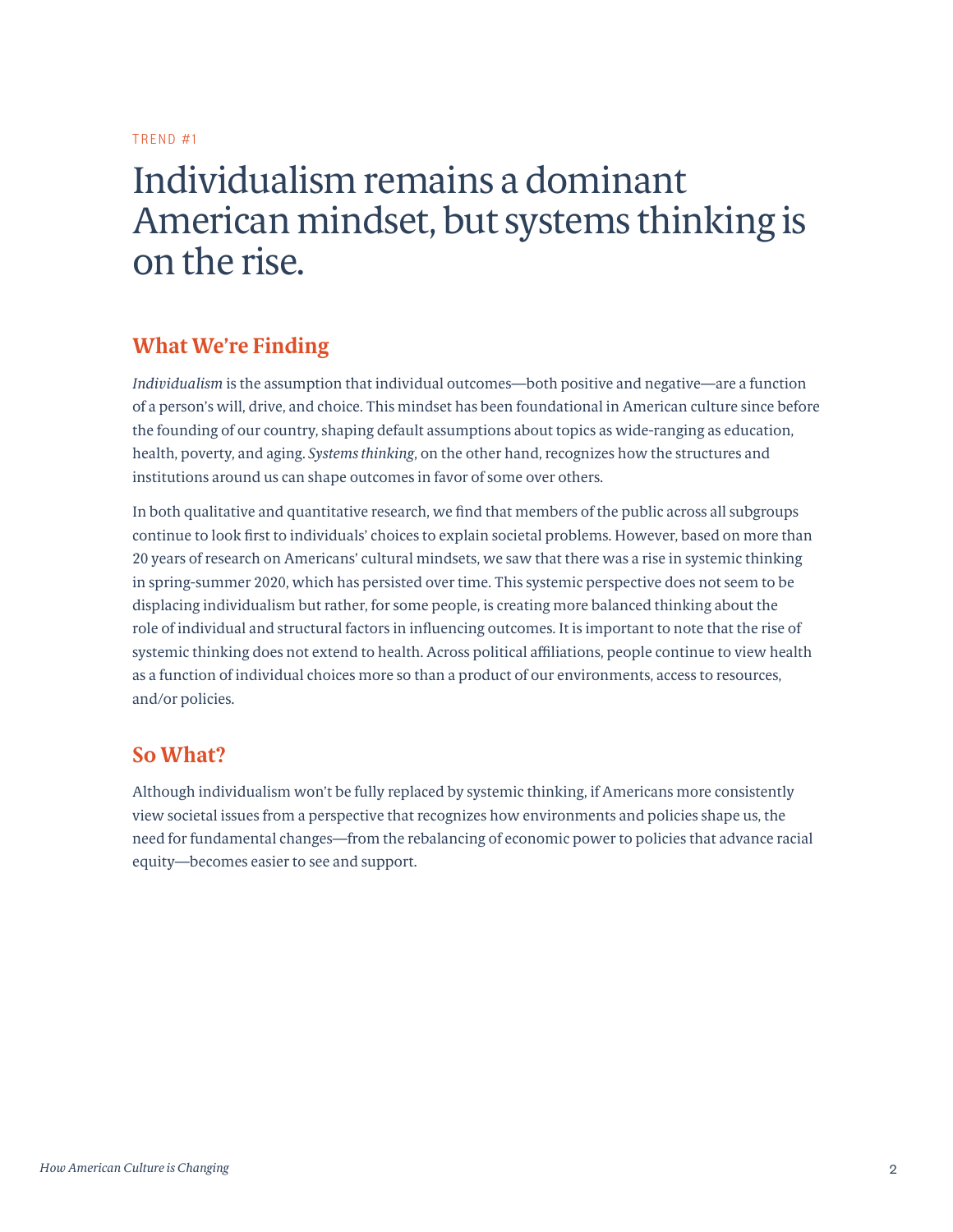TREND #1

# Individualism remains a dominant American mindset, but systems thinking is on the rise.

## What We're Finding

*Individualism* is the assumption that individual outcomes—both positive and negative—are a function of a person's will, drive, and choice. This mindset has been foundational in American culture since before the founding of our country, shaping default assumptions about topics as wide-ranging as education, health, poverty, and aging. *Systems thinking*, on the other hand, recognizes how the structures and institutions around us can shape outcomes in favor of some over others.

In both qualitative and quantitative research, we find that members of the public across all subgroups continue to look first to individuals' choices to explain societal problems. However, based on more than 20 years of research on Americans' cultural mindsets, we saw that there was a rise in systemic thinking in spring-summer 2020, which has persisted over time. This systemic perspective does not seem to be displacing individualism but rather, for some people, is creating more balanced thinking about the role of individual and structural factors in influencing outcomes. It is important to note that the rise of systemic thinking does not extend to health. Across political affiliations, people continue to view health as a function of individual choices more so than a product of our environments, access to resources, and/or policies.

## So What?

Although individualism won't be fully replaced by systemic thinking, if Americans more consistently view societal issues from a perspective that recognizes how environments and policies shape us, the need for fundamental changes—from the rebalancing of economic power to policies that advance racial equity—becomes easier to see and support.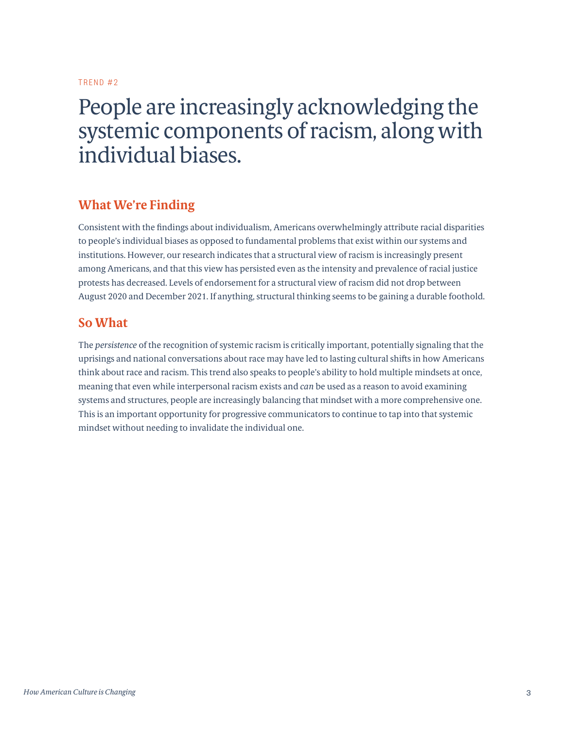TREND #2

# People are increasingly acknowledging the systemic components of racism, along with individual biases.

## What We're Finding

Consistent with the findings about individualism, Americans overwhelmingly attribute racial disparities to people's individual biases as opposed to fundamental problems that exist within our systems and institutions. However, our research indicates that a structural view of racism is increasingly present among Americans, and that this view has persisted even as the intensity and prevalence of racial justice protests has decreased. Levels of endorsement for a structural view of racism did not drop between August 2020 and December 2021. If anything, structural thinking seems to be gaining a durable foothold.

## So What

The *persistence* of the recognition of systemic racism is critically important, potentially signaling that the uprisings and national conversations about race may have led to lasting cultural shifts in how Americans think about race and racism. This trend also speaks to people's ability to hold multiple mindsets at once, meaning that even while interpersonal racism exists and *can* be used as a reason to avoid examining systems and structures, people are increasingly balancing that mindset with a more comprehensive one. This is an important opportunity for progressive communicators to continue to tap into that systemic mindset without needing to invalidate the individual one.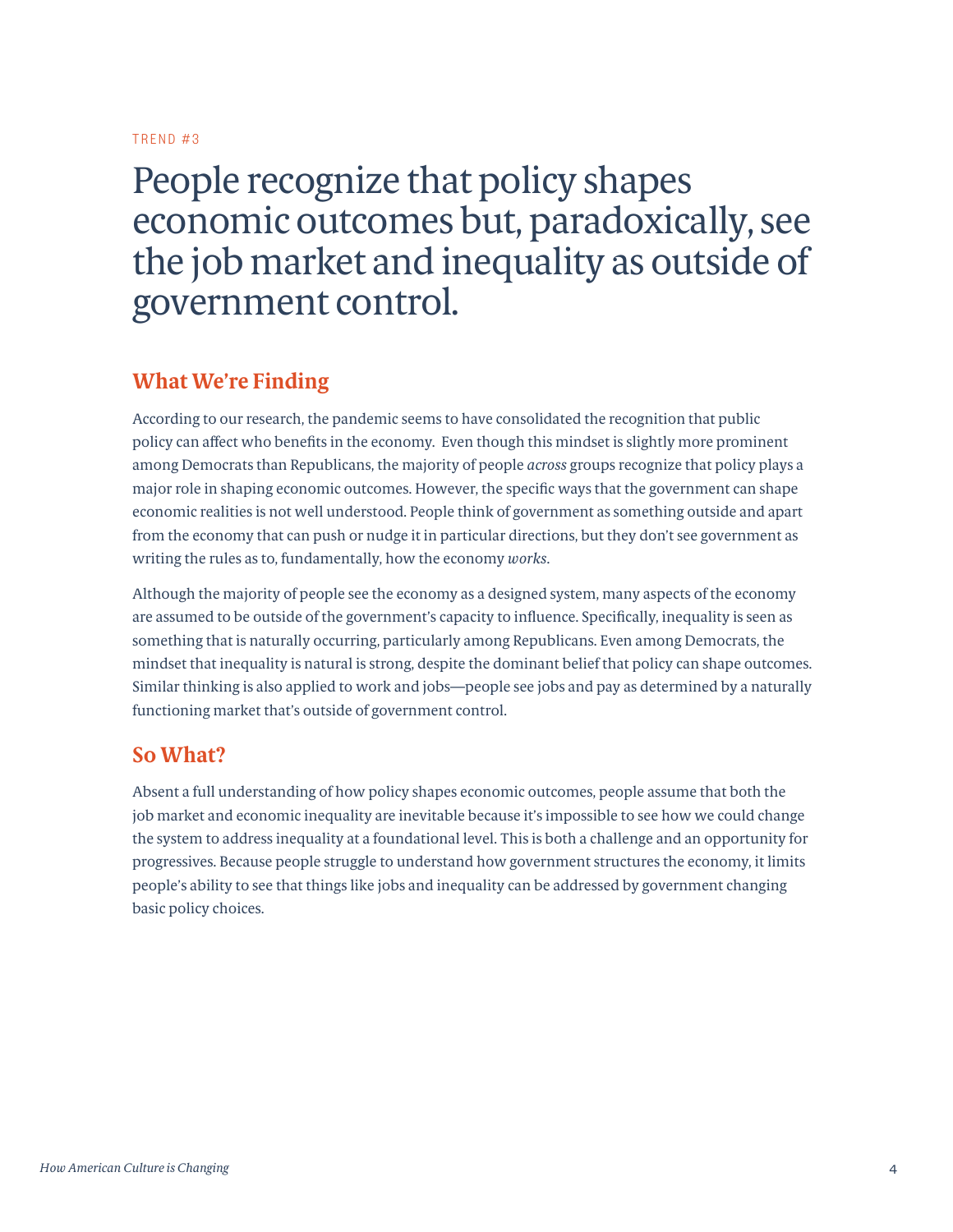TREND #3

# People recognize that policy shapes economic outcomes but, paradoxically, see the job market and inequality as outside of government control.

## What We're Finding

According to our research, the pandemic seems to have consolidated the recognition that public policy can affect who benefits in the economy. Even though this mindset is slightly more prominent among Democrats than Republicans, the majority of people *across* groups recognize that policy plays a major role in shaping economic outcomes. However, the specific ways that the government can shape economic realities is not well understood. People think of government as something outside and apart from the economy that can push or nudge it in particular directions, but they don't see government as writing the rules as to, fundamentally, how the economy *works*.

Although the majority of people see the economy as a designed system, many aspects of the economy are assumed to be outside of the government's capacity to influence. Specifically, inequality is seen as something that is naturally occurring, particularly among Republicans. Even among Democrats, the mindset that inequality is natural is strong, despite the dominant belief that policy can shape outcomes. Similar thinking is also applied to work and jobs—people see jobs and pay as determined by a naturally functioning market that's outside of government control.

## So What?

Absent a full understanding of how policy shapes economic outcomes, people assume that both the job market and economic inequality are inevitable because it's impossible to see how we could change the system to address inequality at a foundational level. This is both a challenge and an opportunity for progressives. Because people struggle to understand how government structures the economy, it limits people's ability to see that things like jobs and inequality can be addressed by government changing basic policy choices.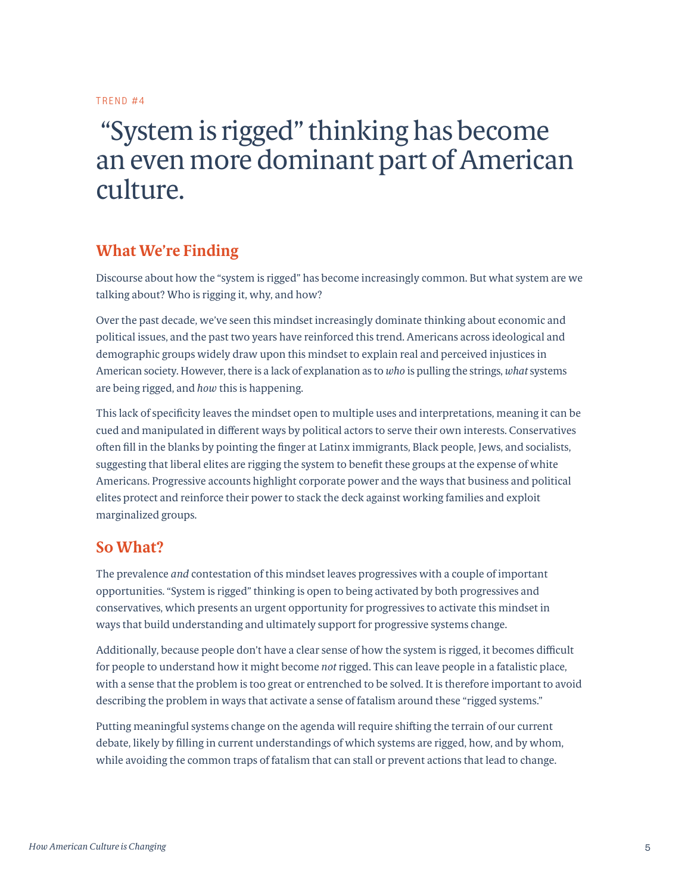TREND #4

# "System is rigged" thinking has become an even more dominant part of American culture.

## What We're Finding

Discourse about how the "system is rigged" has become increasingly common. But what system are we talking about? Who is rigging it, why, and how?

Over the past decade, we've seen this mindset increasingly dominate thinking about economic and political issues, and the past two years have reinforced this trend. Americans across ideological and demographic groups widely draw upon this mindset to explain real and perceived injustices in American society. However, there is a lack of explanation as to *who* is pulling the strings, *what* systems are being rigged, and *how* this is happening.

This lack of specificity leaves the mindset open to multiple uses and interpretations, meaning it can be cued and manipulated in different ways by political actors to serve their own interests. Conservatives often fill in the blanks by pointing the finger at Latinx immigrants, Black people, Jews, and socialists, suggesting that liberal elites are rigging the system to benefit these groups at the expense of white Americans. Progressive accounts highlight corporate power and the ways that business and political elites protect and reinforce their power to stack the deck against working families and exploit marginalized groups.

## So What?

The prevalence *and* contestation of this mindset leaves progressives with a couple of important opportunities. "System is rigged" thinking is open to being activated by both progressives and conservatives, which presents an urgent opportunity for progressives to activate this mindset in ways that build understanding and ultimately support for progressive systems change.

Additionally, because people don't have a clear sense of how the system is rigged, it becomes difficult for people to understand how it might become *not* rigged. This can leave people in a fatalistic place, with a sense that the problem is too great or entrenched to be solved. It is therefore important to avoid describing the problem in ways that activate a sense of fatalism around these "rigged systems."

Putting meaningful systems change on the agenda will require shifting the terrain of our current debate, likely by filling in current understandings of which systems are rigged, how, and by whom, while avoiding the common traps of fatalism that can stall or prevent actions that lead to change.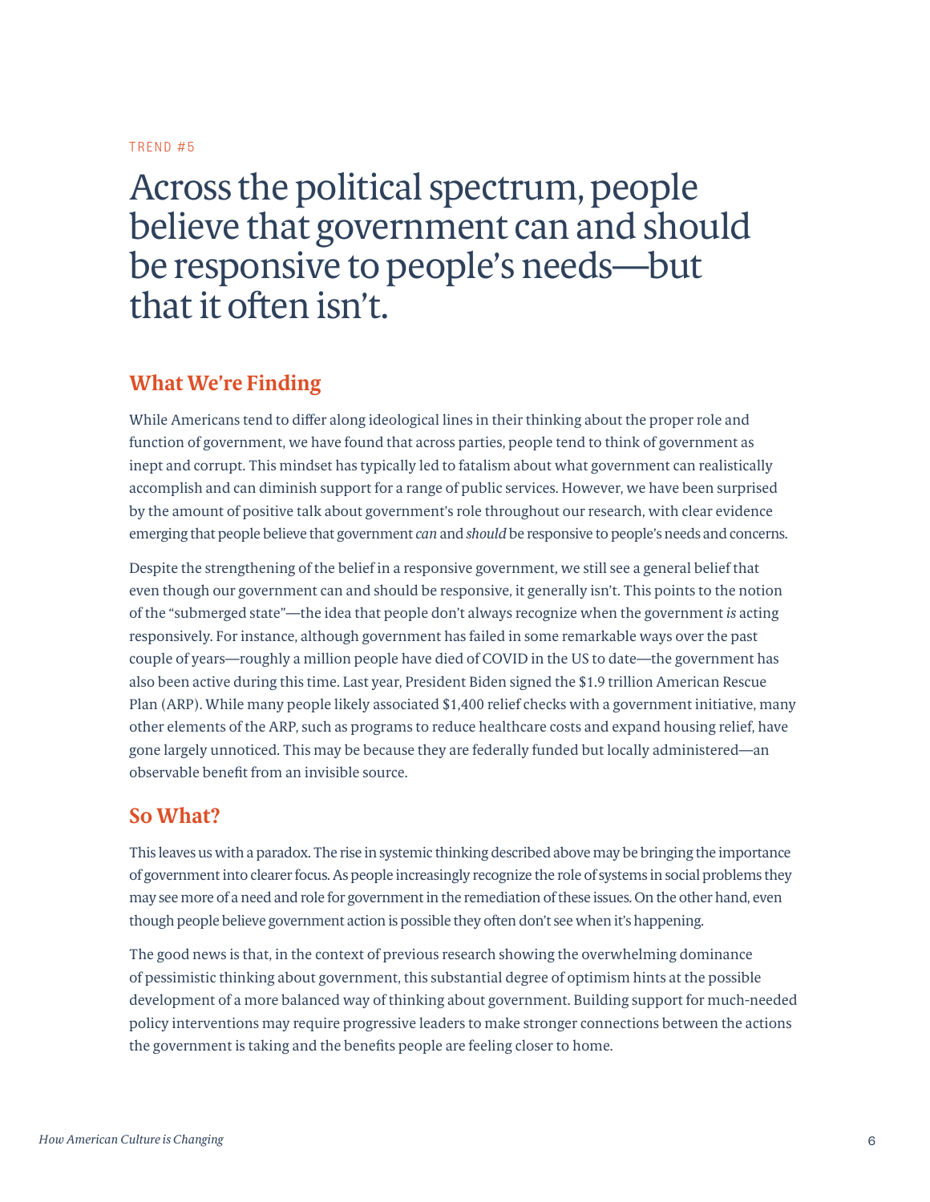TREND #5

# Across the political spectrum, people believe that government can and should be responsive to people's needs—but that it often isn't.

## What We're Finding

While Americans tend to differ along ideological lines in their thinking about the proper role and function of government, we have found that across parties, people tend to think of government as inept and corrupt. This mindset has typically led to fatalism about what government can realistically accomplish and can diminish support for a range of public services. However, we have been surprised by the amount of positive talk about government's role throughout our research, with clear evidence emerging that people believe that government *can* and *should* be responsive to people's needs and concerns.

Despite the strengthening of the belief in a responsive government, we still see a general belief that even though our government can and should be responsive, it generally isn't. This points to the notion of the "submerged state"—the idea that people don't always recognize when the government *is* acting responsively. For instance, although government has failed in some remarkable ways over the past couple of years—roughly a million people have died of COVID in the US to date—the government has also been active during this time. Last year, President Biden signed the $1.9 trillion American Rescue Plan (ARP). While many people likely associated $1,400 relief checks with a government initiative, many other elements of the ARP, such as programs to reduce healthcare costs and expand housing relief, have gone largely unnoticed. This may be because they are federally funded but locally administered—an observable benefit from an invisible source.

## So What?

This leaves us with a paradox. The rise in systemic thinking described above may be bringing the importance of government into clearer focus. As people increasingly recognize the role of systems in social problems they may see more of a need and role for government in the remediation of these issues. On the other hand, even though people believe government action is possible they often don't see when it's happening.

The good news is that, in the context of previous research showing the overwhelming dominance of pessimistic thinking about government, this substantial degree of optimism hints at the possible development of a more balanced way of thinking about government. Building support for much-needed policy interventions may require progressive leaders to make stronger connections between the actions the government is taking and the benefits people are feeling closer to home.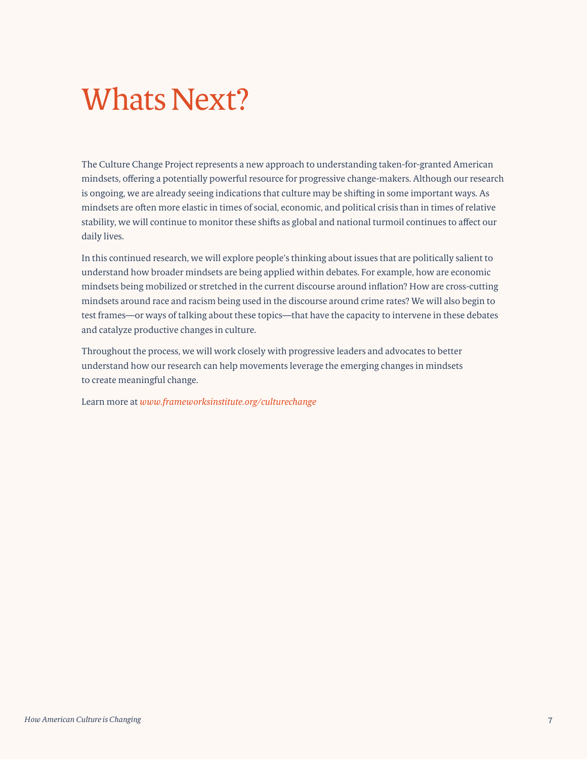# Whats Next?

The Culture Change Project represents a new approach to understanding taken-for-granted American mindsets, offering a potentially powerful resource for progressive change-makers. Although our research is ongoing, we are already seeing indications that culture may be shifting in some important ways. As mindsets are often more elastic in times of social, economic, and political crisis than in times of relative stability, we will continue to monitor these shifts as global and national turmoil continues to affect our daily lives.

In this continued research, we will explore people's thinking about issues that are politically salient to understand how broader mindsets are being applied within debates. For example, how are economic mindsets being mobilized or stretched in the current discourse around inflation? How are cross-cutting mindsets around race and racism being used in the discourse around crime rates? We will also begin to test frames—or ways of talking about these topics—that have the capacity to intervene in these debates and catalyze productive changes in culture.

Throughout the process, we will work closely with progressive leaders and advocates to better understand how our research can help movements leverage the emerging changes in mindsets to create meaningful change.

Learn more at *www.frameworksinstitute.org/culturechange*